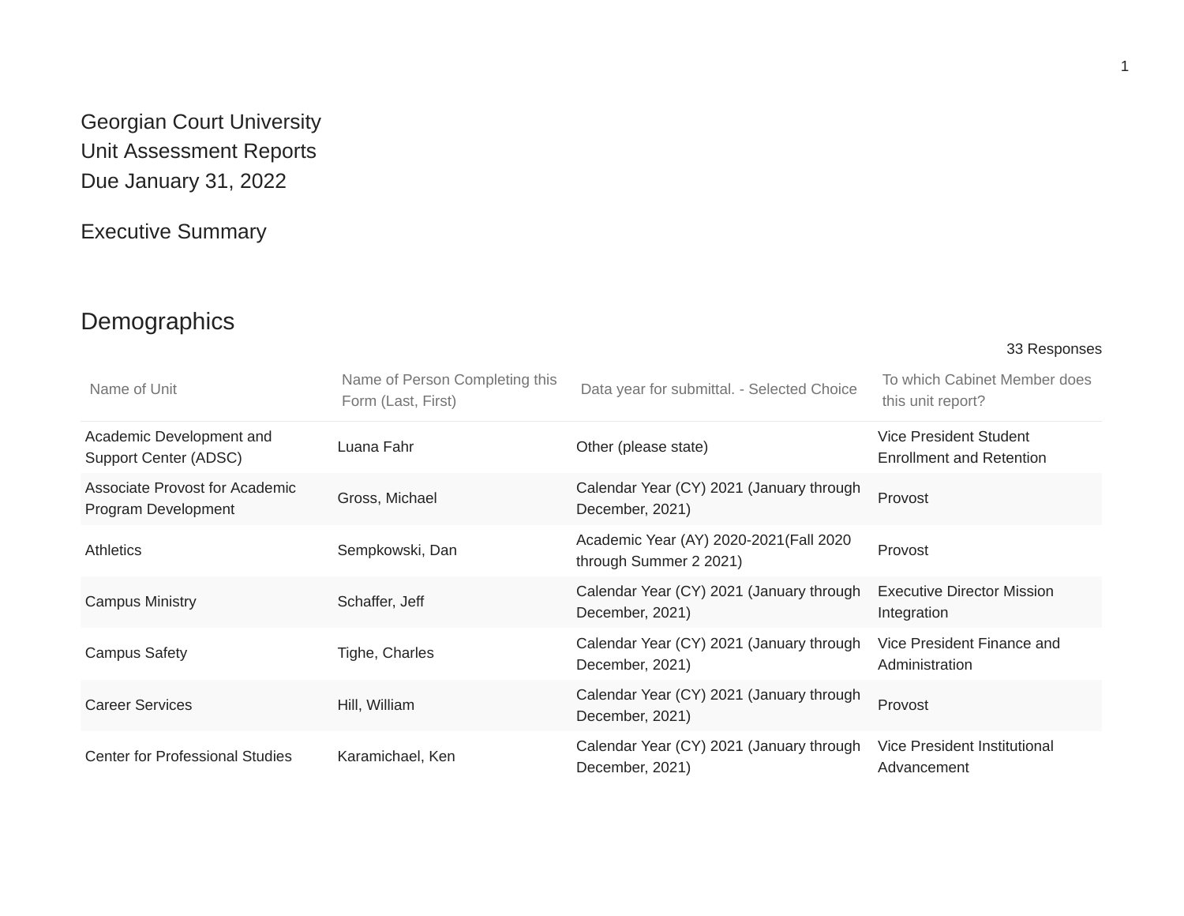# Georgian Court University
# Unit Assessment Reports
# Due January 31, 2022

## Executive Summary

## Demographics

33 Responses

| Name of Unit | Name of Person Completing this Form (Last, First) | Data year for submittal. - Selected Choice | To which Cabinet Member does this unit report? |
|---|---|---|---|
| Academic Development and Support Center (ADSC) | Luana Fahr | Other (please state) | Vice President Student Enrollment and Retention |
| Associate Provost for Academic Program Development | Gross, Michael | Calendar Year (CY) 2021 (January through December, 2021) | Provost |
| Athletics | Sempkowski, Dan | Academic Year (AY) 2020-2021(Fall 2020 through Summer 2 2021) | Provost |
| Campus Ministry | Schaffer, Jeff | Calendar Year (CY) 2021 (January through December, 2021) | Executive Director Mission Integration |
| Campus Safety | Tighe, Charles | Calendar Year (CY) 2021 (January through December, 2021) | Vice President Finance and Administration |
| Career Services | Hill, William | Calendar Year (CY) 2021 (January through December, 2021) | Provost |
| Center for Professional Studies | Karamichael, Ken | Calendar Year (CY) 2021 (January through December, 2021) | Vice President Institutional Advancement |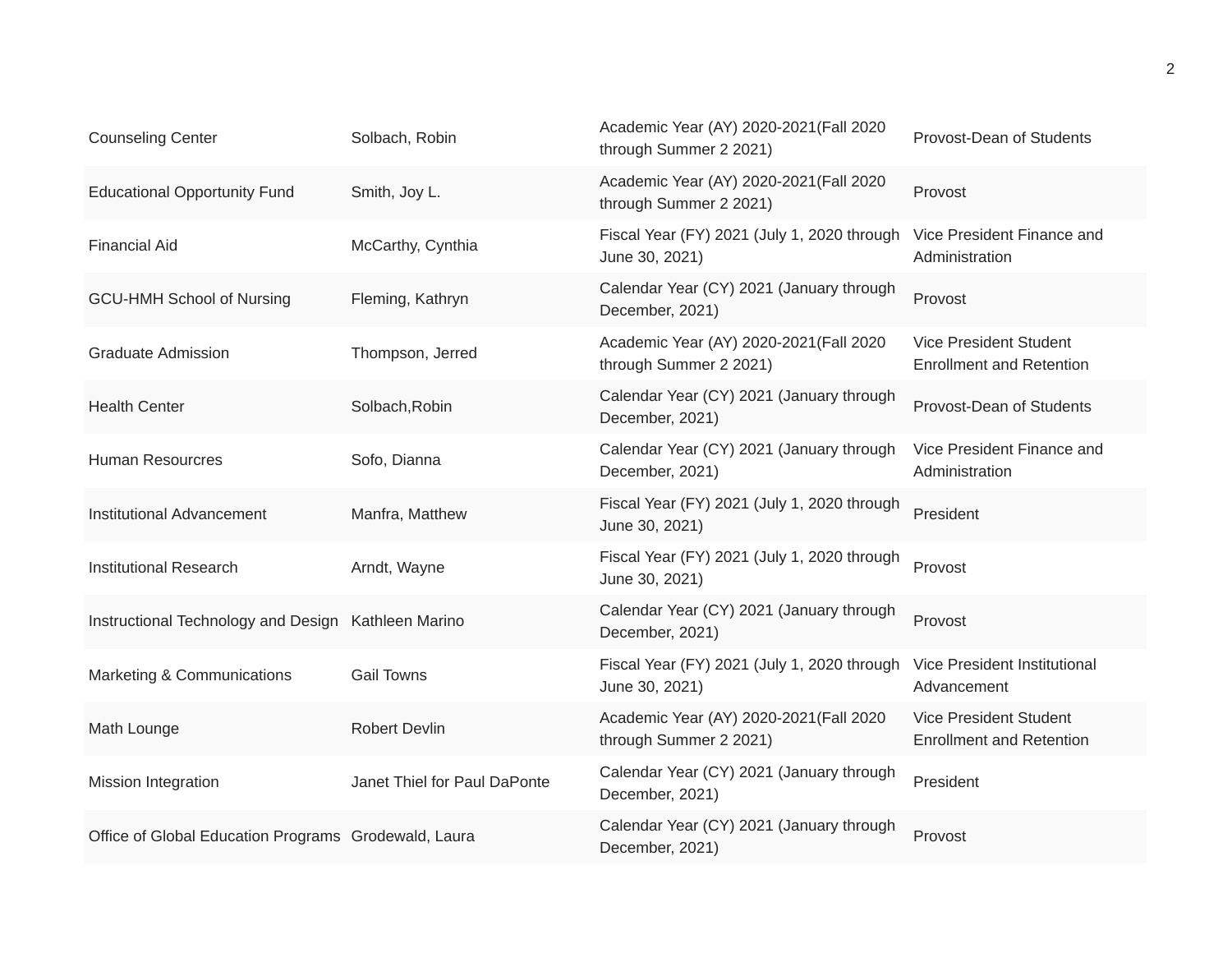| | | | |
|---|---|---|---|
| Counseling Center | Solbach, Robin | Academic Year (AY) 2020-2021(Fall 2020 through Summer 2 2021) | Provost-Dean of Students |
| Educational Opportunity Fund | Smith, Joy L. | Academic Year (AY) 2020-2021(Fall 2020 through Summer 2 2021) | Provost |
| Financial Aid | McCarthy, Cynthia | Fiscal Year (FY) 2021 (July 1, 2020 through June 30, 2021) | Vice President Finance and Administration |
| GCU-HMH School of Nursing | Fleming, Kathryn | Calendar Year (CY) 2021 (January through December, 2021) | Provost |
| Graduate Admission | Thompson, Jerred | Academic Year (AY) 2020-2021(Fall 2020 through Summer 2 2021) | Vice President Student Enrollment and Retention |
| Health Center | Solbach,Robin | Calendar Year (CY) 2021 (January through December, 2021) | Provost-Dean of Students |
| Human Resourcres | Sofo, Dianna | Calendar Year (CY) 2021 (January through December, 2021) | Vice President Finance and Administration |
| Institutional Advancement | Manfra, Matthew | Fiscal Year (FY) 2021 (July 1, 2020 through June 30, 2021) | President |
| Institutional Research | Arndt, Wayne | Fiscal Year (FY) 2021 (July 1, 2020 through June 30, 2021) | Provost |
| Instructional Technology and Design | Kathleen Marino | Calendar Year (CY) 2021 (January through December, 2021) | Provost |
| Marketing & Communications | Gail Towns | Fiscal Year (FY) 2021 (July 1, 2020 through June 30, 2021) | Vice President Institutional Advancement |
| Math Lounge | Robert Devlin | Academic Year (AY) 2020-2021(Fall 2020 through Summer 2 2021) | Vice President Student Enrollment and Retention |
| Mission Integration | Janet Thiel for Paul DaPonte | Calendar Year (CY) 2021 (January through December, 2021) | President |
| Office of Global Education Programs | Grodewald, Laura | Calendar Year (CY) 2021 (January through December, 2021) | Provost |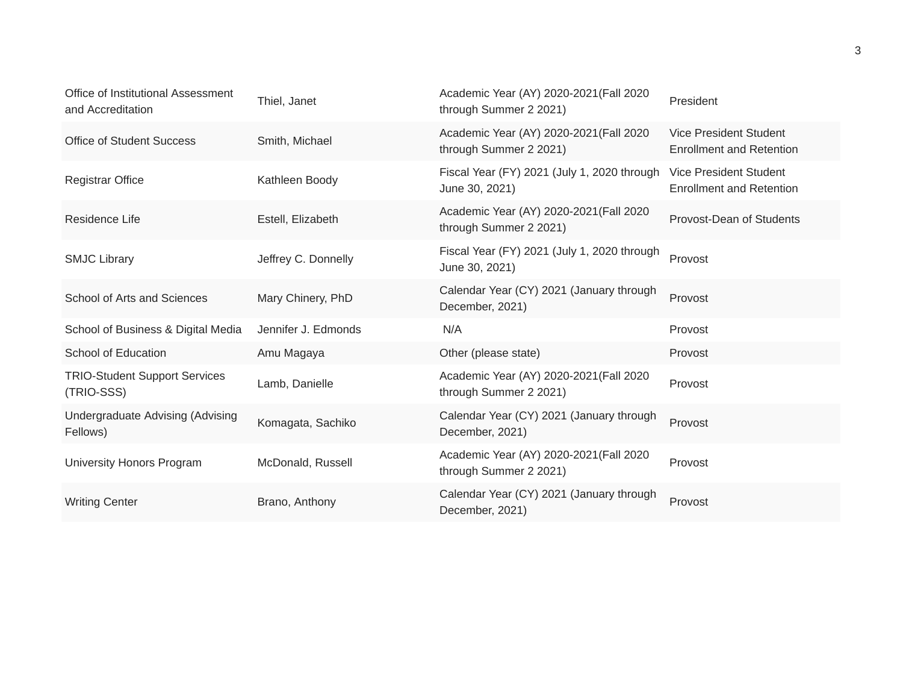| | | | |
|---|---|---|---|
| Office of Institutional Assessment and Accreditation | Thiel, Janet | Academic Year (AY) 2020-2021(Fall 2020 through Summer 2 2021) | President |
| Office of Student Success | Smith, Michael | Academic Year (AY) 2020-2021(Fall 2020 through Summer 2 2021) | Vice President Student Enrollment and Retention |
| Registrar Office | Kathleen Boody | Fiscal Year (FY) 2021 (July 1, 2020 through June 30, 2021) | Vice President Student Enrollment and Retention |
| Residence Life | Estell, Elizabeth | Academic Year (AY) 2020-2021(Fall 2020 through Summer 2 2021) | Provost-Dean of Students |
| SMJC Library | Jeffrey C. Donnelly | Fiscal Year (FY) 2021 (July 1, 2020 through June 30, 2021) | Provost |
| School of Arts and Sciences | Mary Chinery, PhD | Calendar Year (CY) 2021 (January through December, 2021) | Provost |
| School of Business & Digital Media | Jennifer J. Edmonds | N/A | Provost |
| School of Education | Amu Magaya | Other (please state) | Provost |
| TRIO-Student Support Services (TRIO-SSS) | Lamb, Danielle | Academic Year (AY) 2020-2021(Fall 2020 through Summer 2 2021) | Provost |
| Undergraduate Advising (Advising Fellows) | Komagata, Sachiko | Calendar Year (CY) 2021 (January through December, 2021) | Provost |
| University Honors Program | McDonald, Russell | Academic Year (AY) 2020-2021(Fall 2020 through Summer 2 2021) | Provost |
| Writing Center | Brano, Anthony | Calendar Year (CY) 2021 (January through December, 2021) | Provost |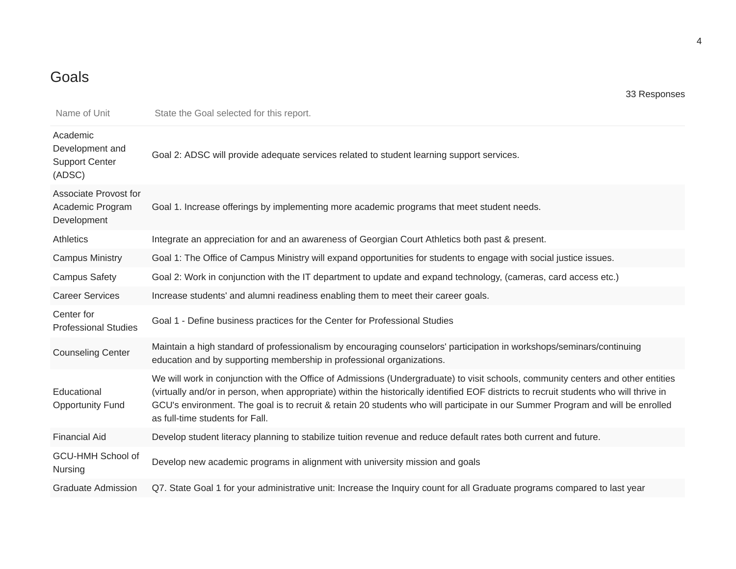## Goals

33 Responses

| Name of Unit | State the Goal selected for this report. |
| --- | --- |
| Academic Development and Support Center (ADSC) | Goal 2: ADSC will provide adequate services related to student learning support services. |
| Associate Provost for Academic Program Development | Goal 1. Increase offerings by implementing more academic programs that meet student needs. |
| Athletics | Integrate an appreciation for and an awareness of Georgian Court Athletics both past & present. |
| Campus Ministry | Goal 1: The Office of Campus Ministry will expand opportunities for students to engage with social justice issues. |
| Campus Safety | Goal 2: Work in conjunction with the IT department to update and expand technology, (cameras, card access etc.) |
| Career Services | Increase students' and alumni readiness enabling them to meet their career goals. |
| Center for Professional Studies | Goal 1 - Define business practices for the Center for Professional Studies |
| Counseling Center | Maintain a high standard of professionalism by encouraging counselors' participation in workshops/seminars/continuing education and by supporting membership in professional organizations. |
| Educational Opportunity Fund | We will work in conjunction with the Office of Admissions (Undergraduate) to visit schools, community centers and other entities (virtually and/or in person, when appropriate) within the historically identified EOF districts to recruit students who will thrive in GCU's environment. The goal is to recruit & retain 20 students who will participate in our Summer Program and will be enrolled as full-time students for Fall. |
| Financial Aid | Develop student literacy planning to stabilize tuition revenue and reduce default rates both current and future. |
| GCU-HMH School of Nursing | Develop new academic programs in alignment with university mission and goals |
| Graduate Admission | Q7. State Goal 1 for your administrative unit: Increase the Inquiry count for all Graduate programs compared to last year |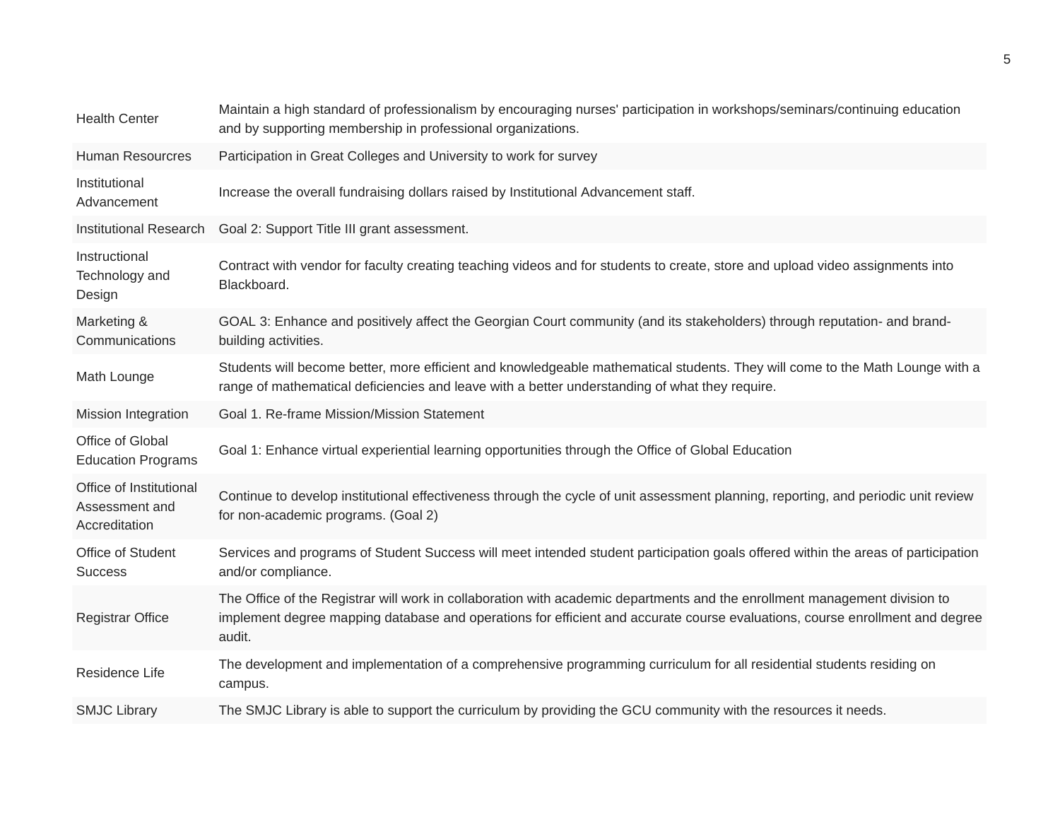| | |
|---|---|
| Health Center | Maintain a high standard of professionalism by encouraging nurses' participation in workshops/seminars/continuing education and by supporting membership in professional organizations. |
| Human Resourcres | Participation in Great Colleges and University to work for survey |
| Institutional Advancement | Increase the overall fundraising dollars raised by Institutional Advancement staff. |
| Institutional Research | Goal 2: Support Title III grant assessment. |
| Instructional Technology and Design | Contract with vendor for faculty creating teaching videos and for students to create, store and upload video assignments into Blackboard. |
| Marketing & Communications | GOAL 3: Enhance and positively affect the Georgian Court community (and its stakeholders) through reputation- and brand-building activities. |
| Math Lounge | Students will become better, more efficient and knowledgeable mathematical students. They will come to the Math Lounge with a range of mathematical deficiencies and leave with a better understanding of what they require. |
| Mission Integration | Goal 1. Re-frame Mission/Mission Statement |
| Office of Global Education Programs | Goal 1: Enhance virtual experiential learning opportunities through the Office of Global Education |
| Office of Institutional Assessment and Accreditation | Continue to develop institutional effectiveness through the cycle of unit assessment planning, reporting, and periodic unit review for non-academic programs. (Goal 2) |
| Office of Student Success | Services and programs of Student Success will meet intended student participation goals offered within the areas of participation and/or compliance. |
| Registrar Office | The Office of the Registrar will work in collaboration with academic departments and the enrollment management division to implement degree mapping database and operations for efficient and accurate course evaluations, course enrollment and degree audit. |
| Residence Life | The development and implementation of a comprehensive programming curriculum for all residential students residing on campus. |
| SMJC Library | The SMJC Library is able to support the curriculum by providing the GCU community with the resources it needs. |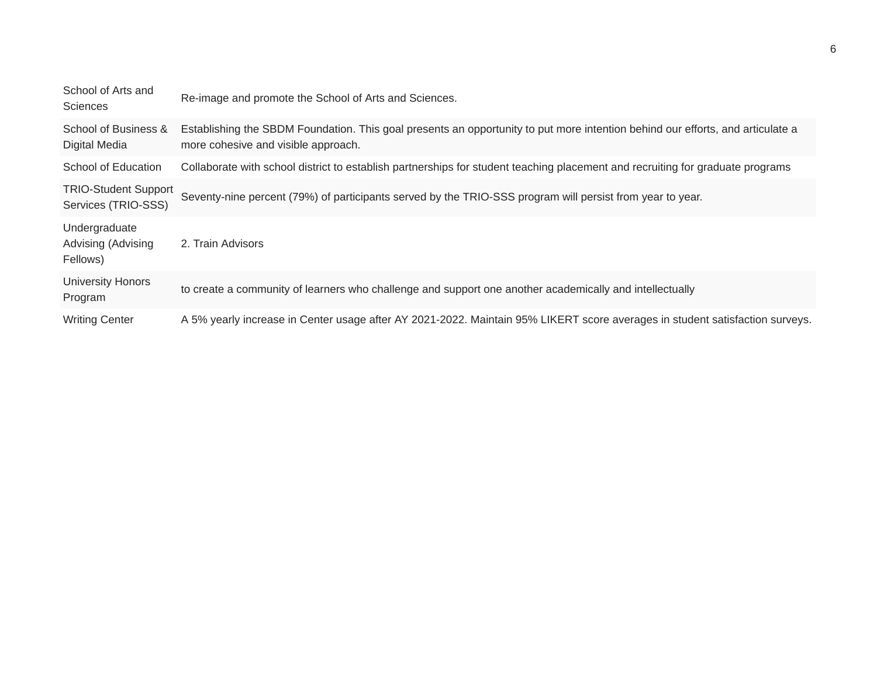| | |
|---|---|
| School of Arts and Sciences | Re-image and promote the School of Arts and Sciences. |
| School of Business & Digital Media | Establishing the SBDM Foundation. This goal presents an opportunity to put more intention behind our efforts, and articulate a more cohesive and visible approach. |
| School of Education | Collaborate with school district to establish partnerships for student teaching placement and recruiting for graduate programs |
| TRIO-Student Support Services (TRIO-SSS) | Seventy-nine percent (79%) of participants served by the TRIO-SSS program will persist from year to year. |
| Undergraduate Advising (Advising Fellows) | 2. Train Advisors |
| University Honors Program | to create a community of learners who challenge and support one another academically and intellectually |
| Writing Center | A 5% yearly increase in Center usage after AY 2021-2022. Maintain 95% LIKERT score averages in student satisfaction surveys. |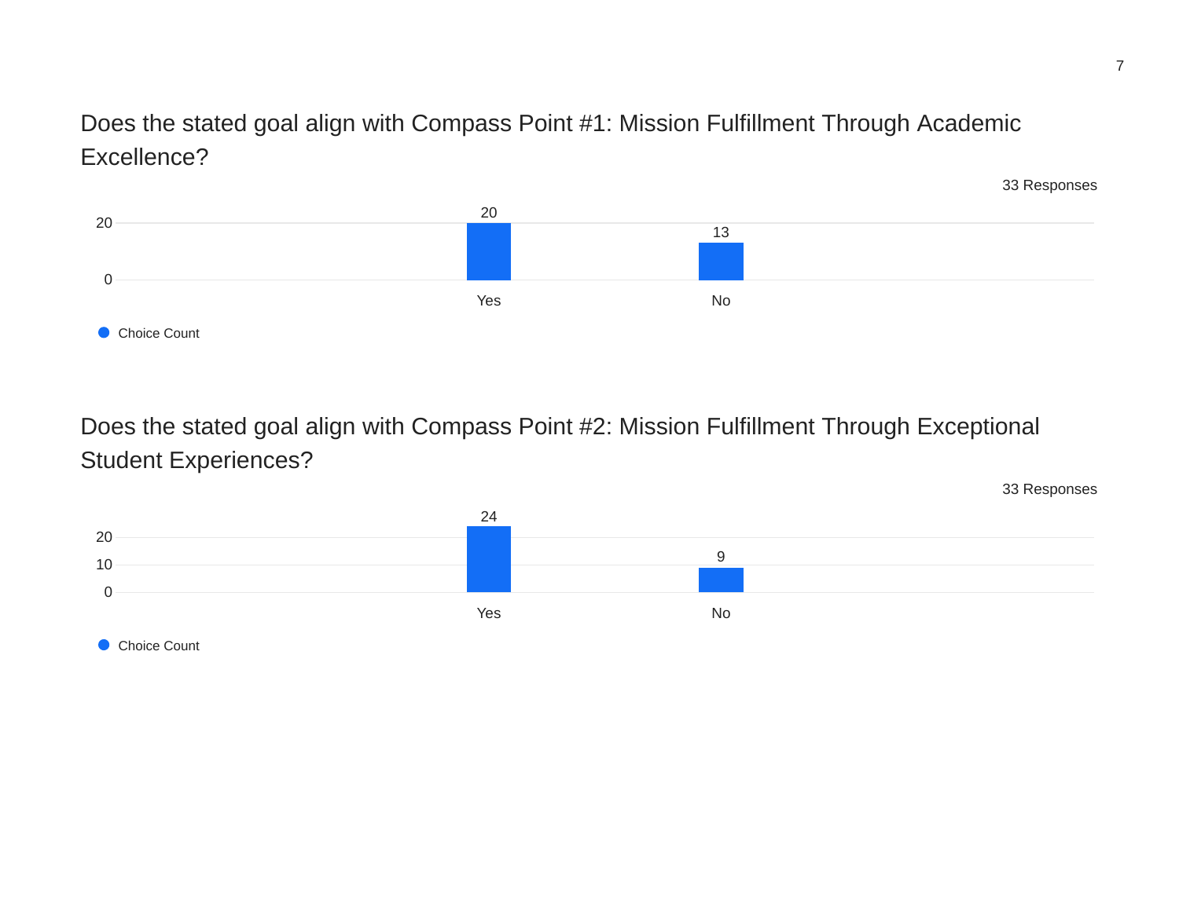## Does the stated goal align with Compass Point #1: Mission Fulfillment Through Academic Excellence?

33 Responses

| Choice | Choice Count |
| --- | --- |
| Yes | 20 |
| No | 13 |

## Does the stated goal align with Compass Point #2: Mission Fulfillment Through Exceptional Student Experiences?

33 Responses

| Choice | Choice Count |
| --- | --- |
| Yes | 24 |
| No | 9 |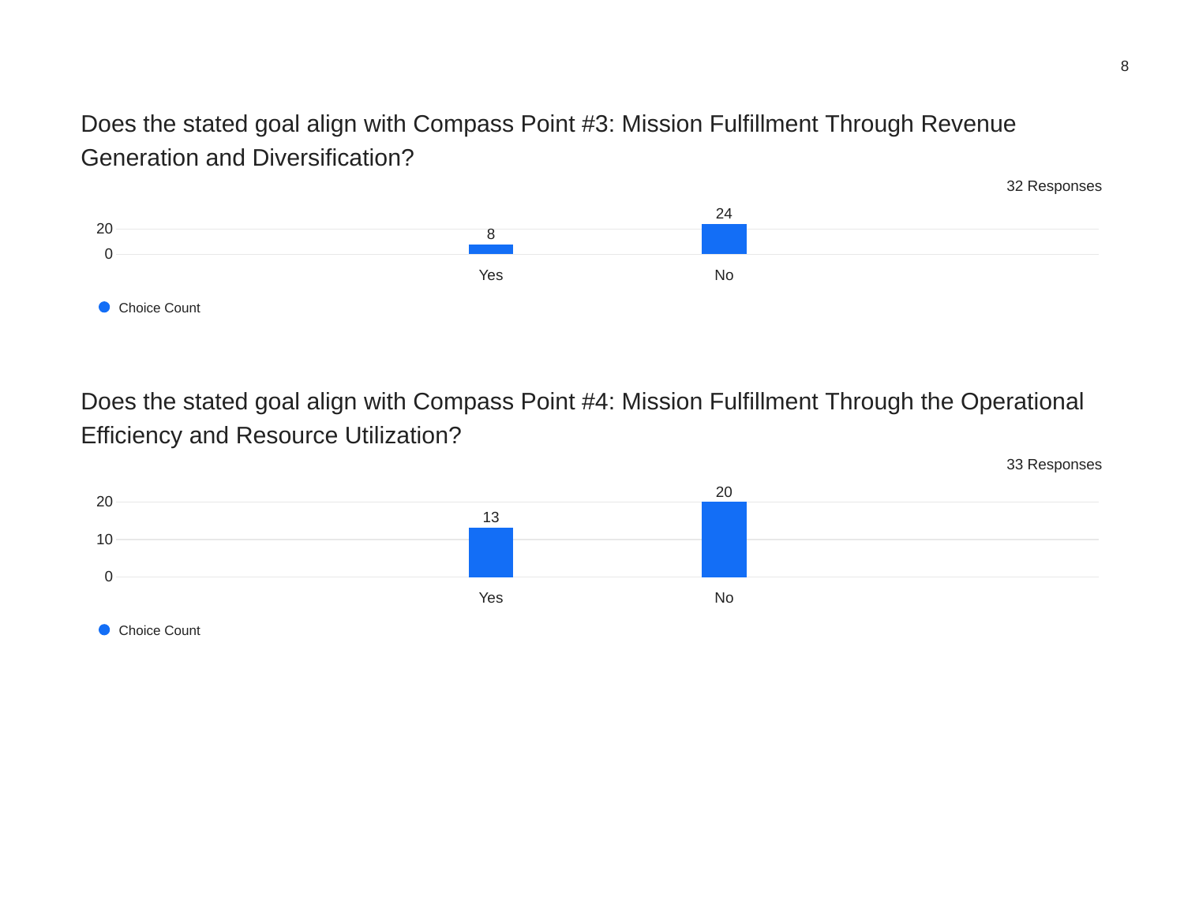## Does the stated goal align with Compass Point #3: Mission Fulfillment Through Revenue Generation and Diversification?

32 Responses

| Choice | Choice Count |
|---|---|
| Yes | 8 |
| No | 24 |

## Does the stated goal align with Compass Point #4: Mission Fulfillment Through the Operational Efficiency and Resource Utilization?

33 Responses

| Choice | Choice Count |
|---|---|
| Yes | 13 |
| No | 20 |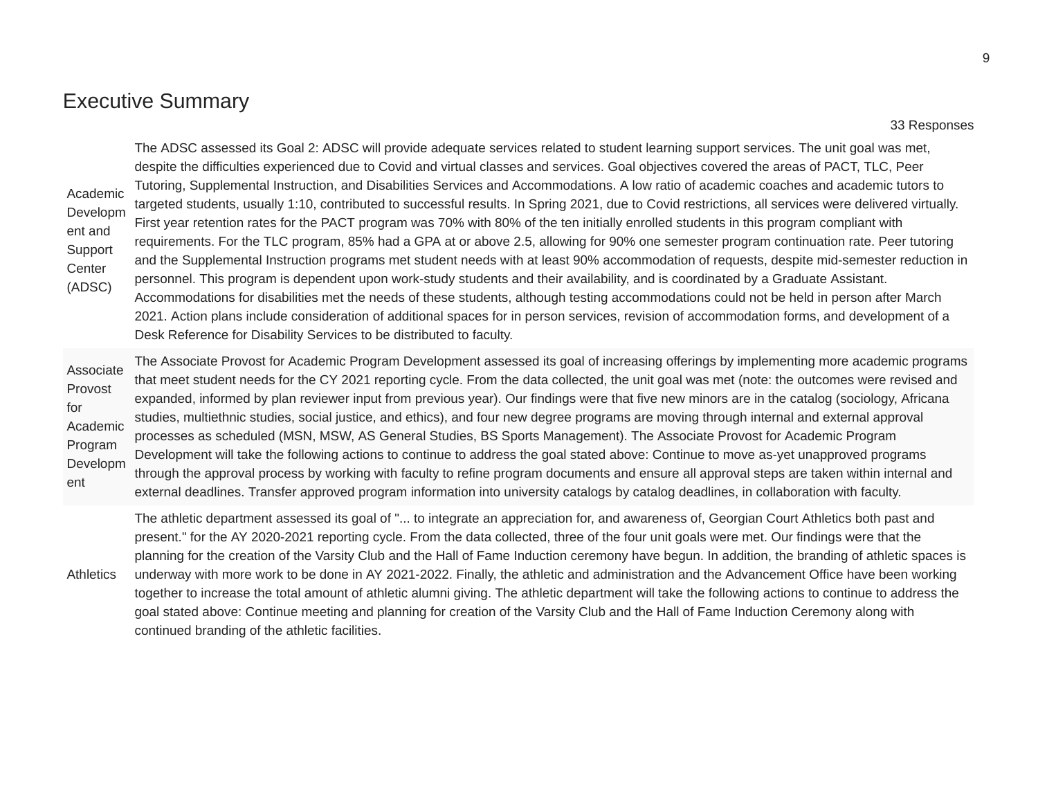# Executive Summary

33 Responses

| | |
|---|---|
| Academic Development and Support Center (ADSC) | The ADSC assessed its Goal 2: ADSC will provide adequate services related to student learning support services. The unit goal was met, despite the difficulties experienced due to Covid and virtual classes and services. Goal objectives covered the areas of PACT, TLC, Peer Tutoring, Supplemental Instruction, and Disabilities Services and Accommodations. A low ratio of academic coaches and academic tutors to targeted students, usually 1:10, contributed to successful results. In Spring 2021, due to Covid restrictions, all services were delivered virtually. First year retention rates for the PACT program was 70% with 80% of the ten initially enrolled students in this program compliant with requirements. For the TLC program, 85% had a GPA at or above 2.5, allowing for 90% one semester program continuation rate. Peer tutoring and the Supplemental Instruction programs met student needs with at least 90% accommodation of requests, despite mid-semester reduction in personnel. This program is dependent upon work-study students and their availability, and is coordinated by a Graduate Assistant. Accommodations for disabilities met the needs of these students, although testing accommodations could not be held in person after March 2021. Action plans include consideration of additional spaces for in person services, revision of accommodation forms, and development of a Desk Reference for Disability Services to be distributed to faculty. |
| Associate Provost for Academic Program Development | The Associate Provost for Academic Program Development assessed its goal of increasing offerings by implementing more academic programs that meet student needs for the CY 2021 reporting cycle. From the data collected, the unit goal was met (note: the outcomes were revised and expanded, informed by plan reviewer input from previous year). Our findings were that five new minors are in the catalog (sociology, Africana studies, multiethnic studies, social justice, and ethics), and four new degree programs are moving through internal and external approval processes as scheduled (MSN, MSW, AS General Studies, BS Sports Management). The Associate Provost for Academic Program Development will take the following actions to continue to address the goal stated above: Continue to move as-yet unapproved programs through the approval process by working with faculty to refine program documents and ensure all approval steps are taken within internal and external deadlines. Transfer approved program information into university catalogs by catalog deadlines, in collaboration with faculty. |
| Athletics | The athletic department assessed its goal of "... to integrate an appreciation for, and awareness of, Georgian Court Athletics both past and present." for the AY 2020-2021 reporting cycle. From the data collected, three of the four unit goals were met. Our findings were that the planning for the creation of the Varsity Club and the Hall of Fame Induction ceremony have begun. In addition, the branding of athletic spaces is underway with more work to be done in AY 2021-2022. Finally, the athletic and administration and the Advancement Office have been working together to increase the total amount of athletic alumni giving. The athletic department will take the following actions to continue to address the goal stated above: Continue meeting and planning for creation of the Varsity Club and the Hall of Fame Induction Ceremony along with continued branding of the athletic facilities. |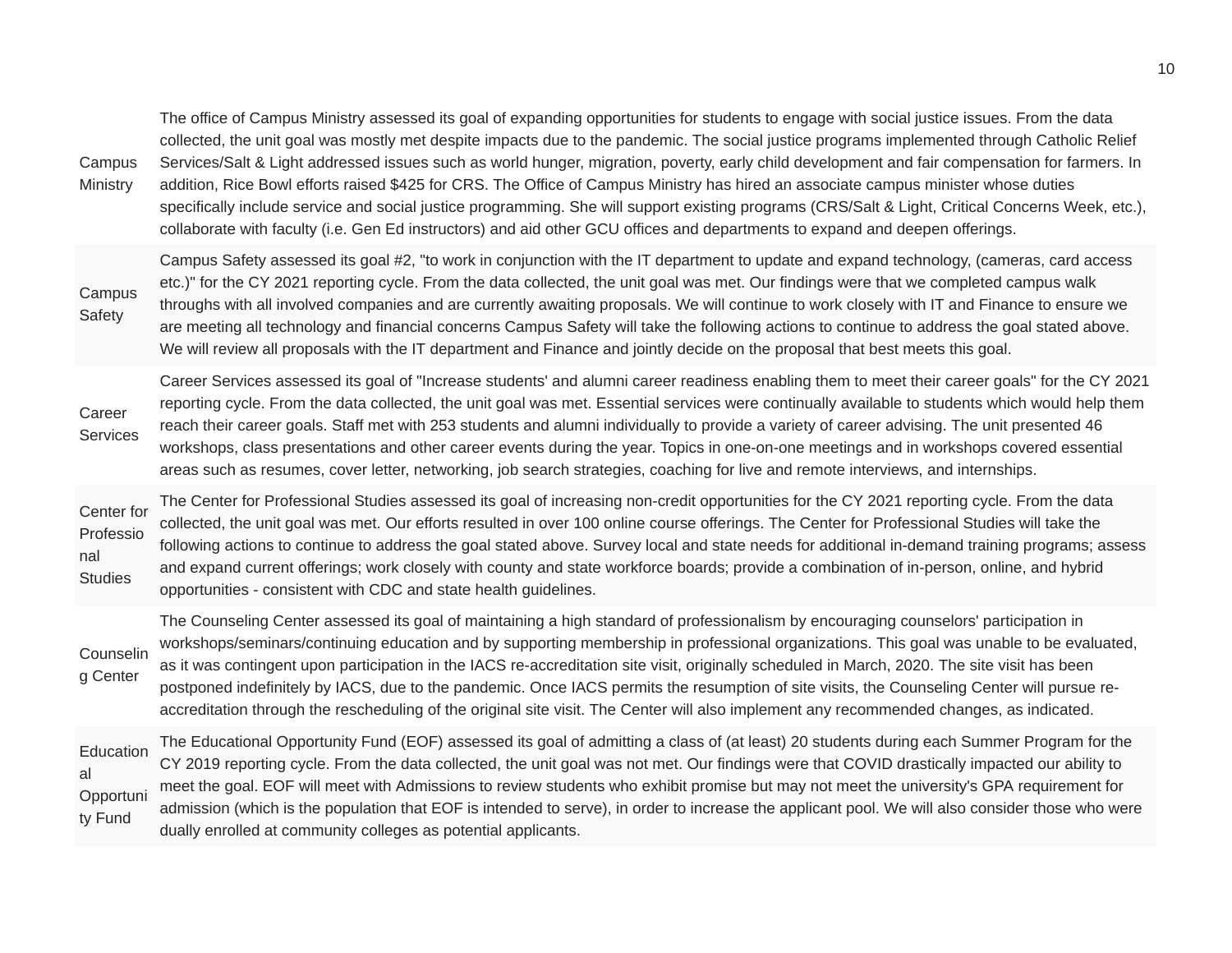| | |
|---|---|
| Campus Ministry | The office of Campus Ministry assessed its goal of expanding opportunities for students to engage with social justice issues. From the data collected, the unit goal was mostly met despite impacts due to the pandemic. The social justice programs implemented through Catholic Relief Services/Salt & Light addressed issues such as world hunger, migration, poverty, early child development and fair compensation for farmers. In addition, Rice Bowl efforts raised $425 for CRS. The Office of Campus Ministry has hired an associate campus minister whose duties specifically include service and social justice programming. She will support existing programs (CRS/Salt & Light, Critical Concerns Week, etc.), collaborate with faculty (i.e. Gen Ed instructors) and aid other GCU offices and departments to expand and deepen offerings. |
| Campus Safety | Campus Safety assessed its goal #2, "to work in conjunction with the IT department to update and expand technology, (cameras, card access etc.)" for the CY 2021 reporting cycle. From the data collected, the unit goal was met. Our findings were that we completed campus walk throughs with all involved companies and are currently awaiting proposals. We will continue to work closely with IT and Finance to ensure we are meeting all technology and financial concerns Campus Safety will take the following actions to continue to address the goal stated above. We will review all proposals with the IT department and Finance and jointly decide on the proposal that best meets this goal. |
| Career Services | Career Services assessed its goal of "Increase students' and alumni career readiness enabling them to meet their career goals" for the CY 2021 reporting cycle. From the data collected, the unit goal was met. Essential services were continually available to students which would help them reach their career goals. Staff met with 253 students and alumni individually to provide a variety of career advising. The unit presented 46 workshops, class presentations and other career events during the year. Topics in one-on-one meetings and in workshops covered essential areas such as resumes, cover letter, networking, job search strategies, coaching for live and remote interviews, and internships. |
| Center for Professional Studies | The Center for Professional Studies assessed its goal of increasing non-credit opportunities for the CY 2021 reporting cycle. From the data collected, the unit goal was met. Our efforts resulted in over 100 online course offerings. The Center for Professional Studies will take the following actions to continue to address the goal stated above. Survey local and state needs for additional in-demand training programs; assess and expand current offerings; work closely with county and state workforce boards; provide a combination of in-person, online, and hybrid opportunities - consistent with CDC and state health guidelines. |
| Counseling Center | The Counseling Center assessed its goal of maintaining a high standard of professionalism by encouraging counselors' participation in workshops/seminars/continuing education and by supporting membership in professional organizations. This goal was unable to be evaluated, as it was contingent upon participation in the IACS re-accreditation site visit, originally scheduled in March, 2020. The site visit has been postponed indefinitely by IACS, due to the pandemic. Once IACS permits the resumption of site visits, the Counseling Center will pursue re-accreditation through the rescheduling of the original site visit. The Center will also implement any recommended changes, as indicated. |
| Educational Opportunity Fund | The Educational Opportunity Fund (EOF) assessed its goal of admitting a class of (at least) 20 students during each Summer Program for the CY 2019 reporting cycle. From the data collected, the unit goal was not met. Our findings were that COVID drastically impacted our ability to meet the goal. EOF will meet with Admissions to review students who exhibit promise but may not meet the university's GPA requirement for admission (which is the population that EOF is intended to serve), in order to increase the applicant pool. We will also consider those who were dually enrolled at community colleges as potential applicants. |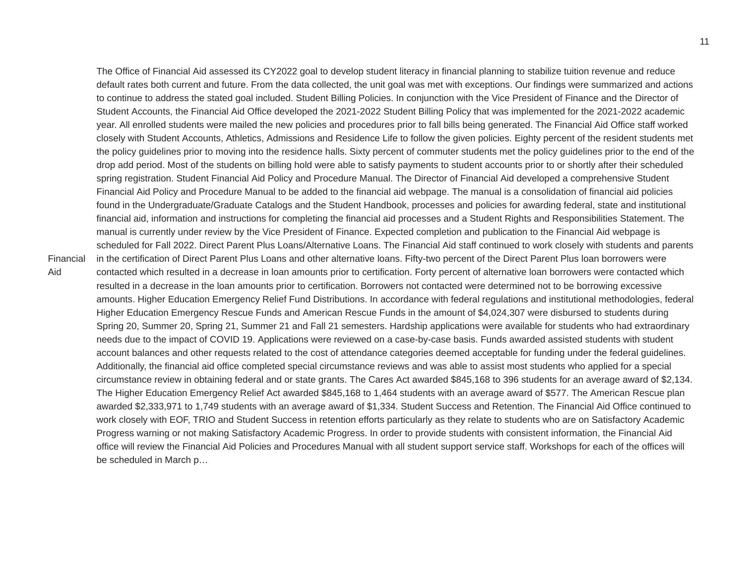| | |
|---|---|
| Financial Aid | The Office of Financial Aid assessed its CY2022 goal to develop student literacy in financial planning to stabilize tuition revenue and reduce default rates both current and future. From the data collected, the unit goal was met with exceptions. Our findings were summarized and actions to continue to address the stated goal included. Student Billing Policies. In conjunction with the Vice President of Finance and the Director of Student Accounts, the Financial Aid Office developed the 2021-2022 Student Billing Policy that was implemented for the 2021-2022 academic year. All enrolled students were mailed the new policies and procedures prior to fall bills being generated. The Financial Aid Office staff worked closely with Student Accounts, Athletics, Admissions and Residence Life to follow the given policies. Eighty percent of the resident students met the policy guidelines prior to moving into the residence halls. Sixty percent of commuter students met the policy guidelines prior to the end of the drop add period. Most of the students on billing hold were able to satisfy payments to student accounts prior to or shortly after their scheduled spring registration. Student Financial Aid Policy and Procedure Manual. The Director of Financial Aid developed a comprehensive Student Financial Aid Policy and Procedure Manual to be added to the financial aid webpage. The manual is a consolidation of financial aid policies found in the Undergraduate/Graduate Catalogs and the Student Handbook, processes and policies for awarding federal, state and institutional financial aid, information and instructions for completing the financial aid processes and a Student Rights and Responsibilities Statement. The manual is currently under review by the Vice President of Finance. Expected completion and publication to the Financial Aid webpage is scheduled for Fall 2022. Direct Parent Plus Loans/Alternative Loans. The Financial Aid staff continued to work closely with students and parents in the certification of Direct Parent Plus Loans and other alternative loans. Fifty-two percent of the Direct Parent Plus loan borrowers were contacted which resulted in a decrease in loan amounts prior to certification. Forty percent of alternative loan borrowers were contacted which resulted in a decrease in the loan amounts prior to certification. Borrowers not contacted were determined not to be borrowing excessive amounts. Higher Education Emergency Relief Fund Distributions. In accordance with federal regulations and institutional methodologies, federal Higher Education Emergency Rescue Funds and American Rescue Funds in the amount of $4,024,307 were disbursed to students during Spring 20, Summer 20, Spring 21, Summer 21 and Fall 21 semesters. Hardship applications were available for students who had extraordinary needs due to the impact of COVID 19. Applications were reviewed on a case-by-case basis. Funds awarded assisted students with student account balances and other requests related to the cost of attendance categories deemed acceptable for funding under the federal guidelines. Additionally, the financial aid office completed special circumstance reviews and was able to assist most students who applied for a special circumstance review in obtaining federal and or state grants. The Cares Act awarded $845,168 to 396 students for an average award of $2,134. The Higher Education Emergency Relief Act awarded $845,168 to 1,464 students with an average award of $577. The American Rescue plan awarded $2,333,971 to 1,749 students with an average award of $1,334. Student Success and Retention. The Financial Aid Office continued to work closely with EOF, TRIO and Student Success in retention efforts particularly as they relate to students who are on Satisfactory Academic Progress warning or not making Satisfactory Academic Progress. In order to provide students with consistent information, the Financial Aid office will review the Financial Aid Policies and Procedures Manual with all student support service staff. Workshops for each of the offices will be scheduled in March p… |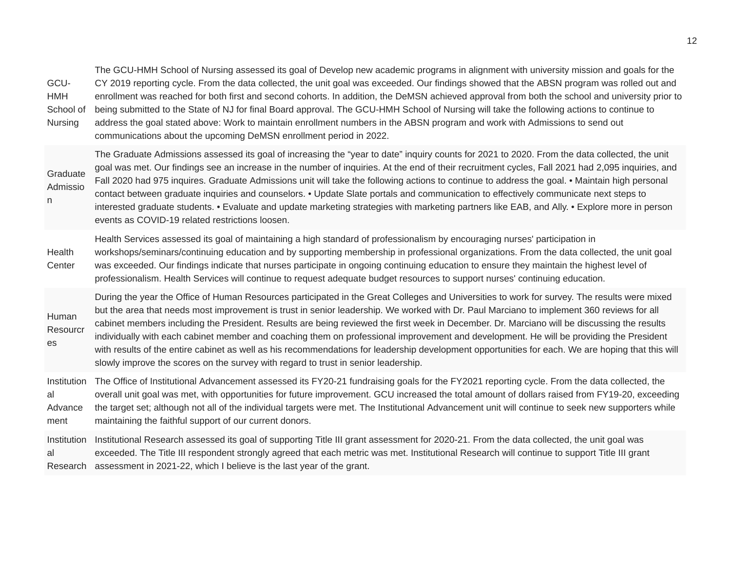| | |
|---|---|
| GCU-HMH School of Nursing | The GCU-HMH School of Nursing assessed its goal of Develop new academic programs in alignment with university mission and goals for the CY 2019 reporting cycle. From the data collected, the unit goal was exceeded. Our findings showed that the ABSN program was rolled out and enrollment was reached for both first and second cohorts. In addition, the DeMSN achieved approval from both the school and university prior to being submitted to the State of NJ for final Board approval. The GCU-HMH School of Nursing will take the following actions to continue to address the goal stated above: Work to maintain enrollment numbers in the ABSN program and work with Admissions to send out communications about the upcoming DeMSN enrollment period in 2022. |
| Graduate Admission | The Graduate Admissions assessed its goal of increasing the "year to date" inquiry counts for 2021 to 2020. From the data collected, the unit goal was met. Our findings see an increase in the number of inquiries. At the end of their recruitment cycles, Fall 2021 had 2,095 inquiries, and Fall 2020 had 975 inquires. Graduate Admissions unit will take the following actions to continue to address the goal. • Maintain high personal contact between graduate inquiries and counselors. • Update Slate portals and communication to effectively communicate next steps to interested graduate students. • Evaluate and update marketing strategies with marketing partners like EAB, and Ally. • Explore more in person events as COVID-19 related restrictions loosen. |
| Health Center | Health Services assessed its goal of maintaining a high standard of professionalism by encouraging nurses' participation in workshops/seminars/continuing education and by supporting membership in professional organizations. From the data collected, the unit goal was exceeded. Our findings indicate that nurses participate in ongoing continuing education to ensure they maintain the highest level of professionalism. Health Services will continue to request adequate budget resources to support nurses' continuing education. |
| Human Resourcres | During the year the Office of Human Resources participated in the Great Colleges and Universities to work for survey. The results were mixed but the area that needs most improvement is trust in senior leadership. We worked with Dr. Paul Marciano to implement 360 reviews for all cabinet members including the President. Results are being reviewed the first week in December. Dr. Marciano will be discussing the results individually with each cabinet member and coaching them on professional improvement and development. He will be providing the President with results of the entire cabinet as well as his recommendations for leadership development opportunities for each. We are hoping that this will slowly improve the scores on the survey with regard to trust in senior leadership. |
| Institutional Advancement | The Office of Institutional Advancement assessed its FY20-21 fundraising goals for the FY2021 reporting cycle. From the data collected, the overall unit goal was met, with opportunities for future improvement. GCU increased the total amount of dollars raised from FY19-20, exceeding the target set; although not all of the individual targets were met. The Institutional Advancement unit will continue to seek new supporters while maintaining the faithful support of our current donors. |
| Institutional Research | Institutional Research assessed its goal of supporting Title III grant assessment for 2020-21. From the data collected, the unit goal was exceeded. The Title III respondent strongly agreed that each metric was met. Institutional Research will continue to support Title III grant assessment in 2021-22, which I believe is the last year of the grant. |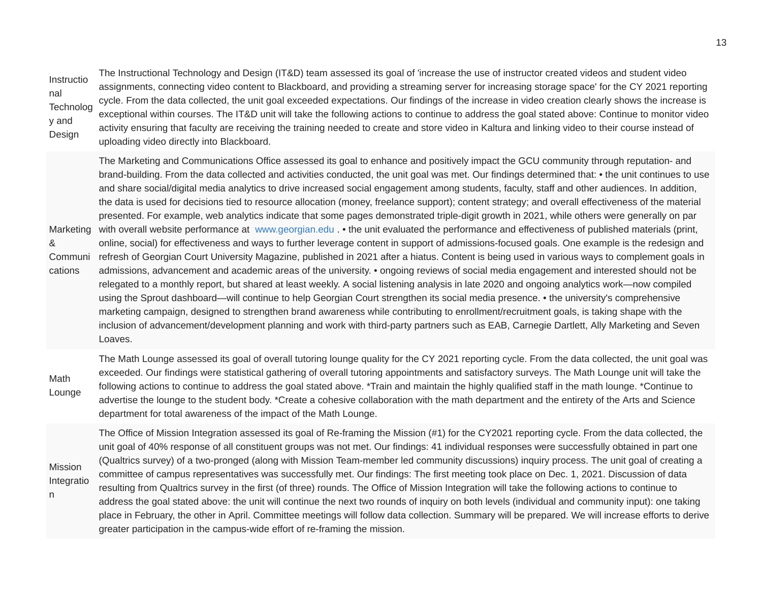| | |
|---|---|
| Instructional Technology and Design | The Instructional Technology and Design (IT&D) team assessed its goal of 'increase the use of instructor created videos and student video assignments, connecting video content to Blackboard, and providing a streaming server for increasing storage space' for the CY 2021 reporting cycle. From the data collected, the unit goal exceeded expectations. Our findings of the increase in video creation clearly shows the increase is exceptional within courses. The IT&D unit will take the following actions to continue to address the goal stated above: Continue to monitor video activity ensuring that faculty are receiving the training needed to create and store video in Kaltura and linking video to their course instead of uploading video directly into Blackboard. |
| Marketing & Communications | The Marketing and Communications Office assessed its goal to enhance and positively impact the GCU community through reputation- and brand-building. From the data collected and activities conducted, the unit goal was met. Our findings determined that: • the unit continues to use and share social/digital media analytics to drive increased social engagement among students, faculty, staff and other audiences. In addition, the data is used for decisions tied to resource allocation (money, freelance support); content strategy; and overall effectiveness of the material presented. For example, web analytics indicate that some pages demonstrated triple-digit growth in 2021, while others were generally on par with overall website performance at www.georgian.edu . • the unit evaluated the performance and effectiveness of published materials (print, online, social) for effectiveness and ways to further leverage content in support of admissions-focused goals. One example is the redesign and refresh of Georgian Court University Magazine, published in 2021 after a hiatus. Content is being used in various ways to complement goals in admissions, advancement and academic areas of the university. • ongoing reviews of social media engagement and interested should not be relegated to a monthly report, but shared at least weekly. A social listening analysis in late 2020 and ongoing analytics work—now compiled using the Sprout dashboard—will continue to help Georgian Court strengthen its social media presence. • the university's comprehensive marketing campaign, designed to strengthen brand awareness while contributing to enrollment/recruitment goals, is taking shape with the inclusion of advancement/development planning and work with third-party partners such as EAB, Carnegie Dartlett, Ally Marketing and Seven Loaves. |
| Math Lounge | The Math Lounge assessed its goal of overall tutoring lounge quality for the CY 2021 reporting cycle. From the data collected, the unit goal was exceeded. Our findings were statistical gathering of overall tutoring appointments and satisfactory surveys. The Math Lounge unit will take the following actions to continue to address the goal stated above. *Train and maintain the highly qualified staff in the math lounge. *Continue to advertise the lounge to the student body. *Create a cohesive collaboration with the math department and the entirety of the Arts and Science department for total awareness of the impact of the Math Lounge. |
| Mission Integration | The Office of Mission Integration assessed its goal of Re-framing the Mission (#1) for the CY2021 reporting cycle. From the data collected, the unit goal of 40% response of all constituent groups was not met. Our findings: 41 individual responses were successfully obtained in part one (Qualtrics survey) of a two-pronged (along with Mission Team-member led community discussions) inquiry process. The unit goal of creating a committee of campus representatives was successfully met. Our findings: The first meeting took place on Dec. 1, 2021. Discussion of data resulting from Qualtrics survey in the first (of three) rounds. The Office of Mission Integration will take the following actions to continue to address the goal stated above: the unit will continue the next two rounds of inquiry on both levels (individual and community input): one taking place in February, the other in April. Committee meetings will follow data collection. Summary will be prepared. We will increase efforts to derive greater participation in the campus-wide effort of re-framing the mission. |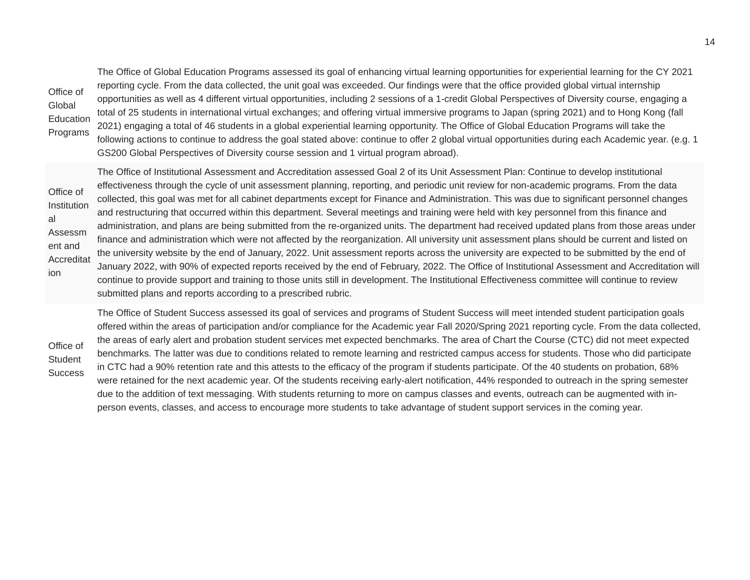| | |
|---|---|
| Office of Global Education Programs | The Office of Global Education Programs assessed its goal of enhancing virtual learning opportunities for experiential learning for the CY 2021 reporting cycle. From the data collected, the unit goal was exceeded. Our findings were that the office provided global virtual internship opportunities as well as 4 different virtual opportunities, including 2 sessions of a 1-credit Global Perspectives of Diversity course, engaging a total of 25 students in international virtual exchanges; and offering virtual immersive programs to Japan (spring 2021) and to Hong Kong (fall 2021) engaging a total of 46 students in a global experiential learning opportunity. The Office of Global Education Programs will take the following actions to continue to address the goal stated above: continue to offer 2 global virtual opportunities during each Academic year. (e.g. 1 GS200 Global Perspectives of Diversity course session and 1 virtual program abroad). |
| Office of Institutional Assessment and Accreditation | The Office of Institutional Assessment and Accreditation assessed Goal 2 of its Unit Assessment Plan: Continue to develop institutional effectiveness through the cycle of unit assessment planning, reporting, and periodic unit review for non-academic programs. From the data collected, this goal was met for all cabinet departments except for Finance and Administration. This was due to significant personnel changes and restructuring that occurred within this department. Several meetings and training were held with key personnel from this finance and administration, and plans are being submitted from the re-organized units. The department had received updated plans from those areas under finance and administration which were not affected by the reorganization. All university unit assessment plans should be current and listed on the university website by the end of January, 2022. Unit assessment reports across the university are expected to be submitted by the end of January 2022, with 90% of expected reports received by the end of February, 2022. The Office of Institutional Assessment and Accreditation will continue to provide support and training to those units still in development. The Institutional Effectiveness committee will continue to review submitted plans and reports according to a prescribed rubric. |
| Office of Student Success | The Office of Student Success assessed its goal of services and programs of Student Success will meet intended student participation goals offered within the areas of participation and/or compliance for the Academic year Fall 2020/Spring 2021 reporting cycle. From the data collected, the areas of early alert and probation student services met expected benchmarks. The area of Chart the Course (CTC) did not meet expected benchmarks. The latter was due to conditions related to remote learning and restricted campus access for students. Those who did participate in CTC had a 90% retention rate and this attests to the efficacy of the program if students participate. Of the 40 students on probation, 68% were retained for the next academic year. Of the students receiving early-alert notification, 44% responded to outreach in the spring semester due to the addition of text messaging. With students returning to more on campus classes and events, outreach can be augmented with in-person events, classes, and access to encourage more students to take advantage of student support services in the coming year. |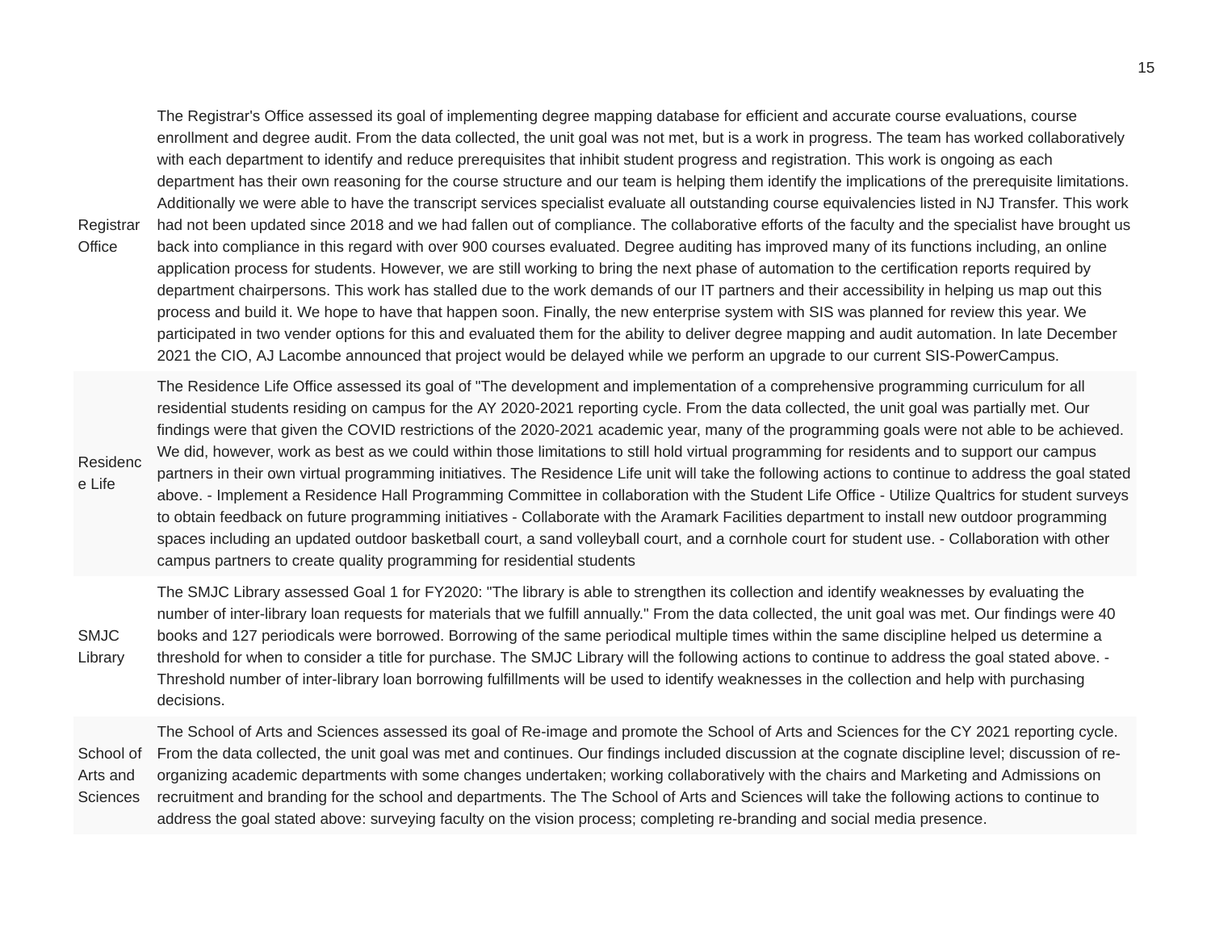| | |
|---|---|
| Registrar Office | The Registrar's Office assessed its goal of implementing degree mapping database for efficient and accurate course evaluations, course enrollment and degree audit. From the data collected, the unit goal was not met, but is a work in progress. The team has worked collaboratively with each department to identify and reduce prerequisites that inhibit student progress and registration. This work is ongoing as each department has their own reasoning for the course structure and our team is helping them identify the implications of the prerequisite limitations. Additionally we were able to have the transcript services specialist evaluate all outstanding course equivalencies listed in NJ Transfer. This work had not been updated since 2018 and we had fallen out of compliance. The collaborative efforts of the faculty and the specialist have brought us back into compliance in this regard with over 900 courses evaluated. Degree auditing has improved many of its functions including, an online application process for students. However, we are still working to bring the next phase of automation to the certification reports required by department chairpersons. This work has stalled due to the work demands of our IT partners and their accessibility in helping us map out this process and build it. We hope to have that happen soon. Finally, the new enterprise system with SIS was planned for review this year. We participated in two vender options for this and evaluated them for the ability to deliver degree mapping and audit automation. In late December 2021 the CIO, AJ Lacombe announced that project would be delayed while we perform an upgrade to our current SIS-PowerCampus. |
| Residence Life | The Residence Life Office assessed its goal of "The development and implementation of a comprehensive programming curriculum for all residential students residing on campus for the AY 2020-2021 reporting cycle. From the data collected, the unit goal was partially met. Our findings were that given the COVID restrictions of the 2020-2021 academic year, many of the programming goals were not able to be achieved. We did, however, work as best as we could within those limitations to still hold virtual programming for residents and to support our campus partners in their own virtual programming initiatives. The Residence Life unit will take the following actions to continue to address the goal stated above. - Implement a Residence Hall Programming Committee in collaboration with the Student Life Office - Utilize Qualtrics for student surveys to obtain feedback on future programming initiatives - Collaborate with the Aramark Facilities department to install new outdoor programming spaces including an updated outdoor basketball court, a sand volleyball court, and a cornhole court for student use. - Collaboration with other campus partners to create quality programming for residential students |
| SMJC Library | The SMJC Library assessed Goal 1 for FY2020: "The library is able to strengthen its collection and identify weaknesses by evaluating the number of inter-library loan requests for materials that we fulfill annually." From the data collected, the unit goal was met. Our findings were 40 books and 127 periodicals were borrowed. Borrowing of the same periodical multiple times within the same discipline helped us determine a threshold for when to consider a title for purchase. The SMJC Library will the following actions to continue to address the goal stated above. - Threshold number of inter-library loan borrowing fulfillments will be used to identify weaknesses in the collection and help with purchasing decisions. |
| School of Arts and Sciences | The School of Arts and Sciences assessed its goal of Re-image and promote the School of Arts and Sciences for the CY 2021 reporting cycle. From the data collected, the unit goal was met and continues. Our findings included discussion at the cognate discipline level; discussion of re-organizing academic departments with some changes undertaken; working collaboratively with the chairs and Marketing and Admissions on recruitment and branding for the school and departments. The The School of Arts and Sciences will take the following actions to continue to address the goal stated above: surveying faculty on the vision process; completing re-branding and social media presence. |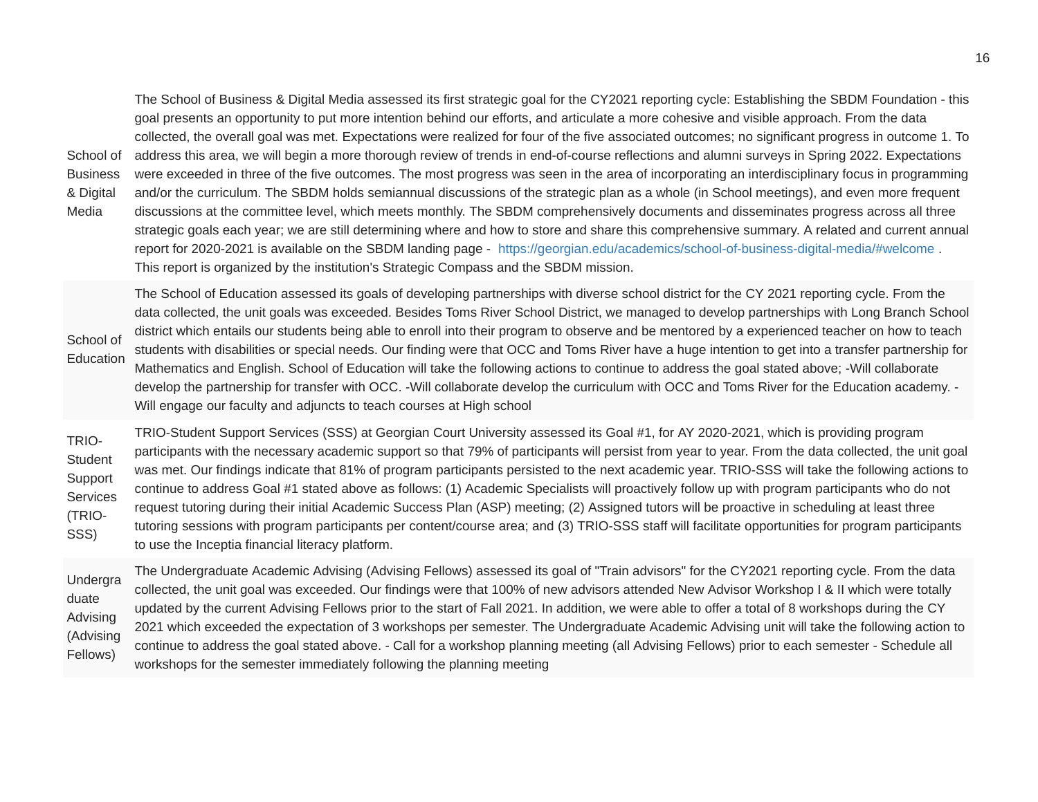| | |
|---|---|
| School of Business & Digital Media | The School of Business & Digital Media assessed its first strategic goal for the CY2021 reporting cycle: Establishing the SBDM Foundation - this goal presents an opportunity to put more intention behind our efforts, and articulate a more cohesive and visible approach. From the data collected, the overall goal was met. Expectations were realized for four of the five associated outcomes; no significant progress in outcome 1. To address this area, we will begin a more thorough review of trends in end-of-course reflections and alumni surveys in Spring 2022. Expectations were exceeded in three of the five outcomes. The most progress was seen in the area of incorporating an interdisciplinary focus in programming and/or the curriculum. The SBDM holds semiannual discussions of the strategic plan as a whole (in School meetings), and even more frequent discussions at the committee level, which meets monthly. The SBDM comprehensively documents and disseminates progress across all three strategic goals each year; we are still determining where and how to store and share this comprehensive summary. A related and current annual report for 2020-2021 is available on the SBDM landing page - https://georgian.edu/academics/school-of-business-digital-media/#welcome . This report is organized by the institution's Strategic Compass and the SBDM mission. |
| School of Education | The School of Education assessed its goals of developing partnerships with diverse school district for the CY 2021 reporting cycle. From the data collected, the unit goals was exceeded. Besides Toms River School District, we managed to develop partnerships with Long Branch School district which entails our students being able to enroll into their program to observe and be mentored by a experienced teacher on how to teach students with disabilities or special needs. Our finding were that OCC and Toms River have a huge intention to get into a transfer partnership for Mathematics and English. School of Education will take the following actions to continue to address the goal stated above; -Will collaborate develop the partnership for transfer with OCC. -Will collaborate develop the curriculum with OCC and Toms River for the Education academy. -Will engage our faculty and adjuncts to teach courses at High school |
| TRIO-Student Support Services (TRIO-SSS) | TRIO-Student Support Services (SSS) at Georgian Court University assessed its Goal #1, for AY 2020-2021, which is providing program participants with the necessary academic support so that 79% of participants will persist from year to year. From the data collected, the unit goal was met. Our findings indicate that 81% of program participants persisted to the next academic year. TRIO-SSS will take the following actions to continue to address Goal #1 stated above as follows: (1) Academic Specialists will proactively follow up with program participants who do not request tutoring during their initial Academic Success Plan (ASP) meeting; (2) Assigned tutors will be proactive in scheduling at least three tutoring sessions with program participants per content/course area; and (3) TRIO-SSS staff will facilitate opportunities for program participants to use the Inceptia financial literacy platform. |
| Undergraduate Advising (Advising Fellows) | The Undergraduate Academic Advising (Advising Fellows) assessed its goal of "Train advisors" for the CY2021 reporting cycle. From the data collected, the unit goal was exceeded. Our findings were that 100% of new advisors attended New Advisor Workshop I & II which were totally updated by the current Advising Fellows prior to the start of Fall 2021. In addition, we were able to offer a total of 8 workshops during the CY 2021 which exceeded the expectation of 3 workshops per semester. The Undergraduate Academic Advising unit will take the following action to continue to address the goal stated above. - Call for a workshop planning meeting (all Advising Fellows) prior to each semester - Schedule all workshops for the semester immediately following the planning meeting |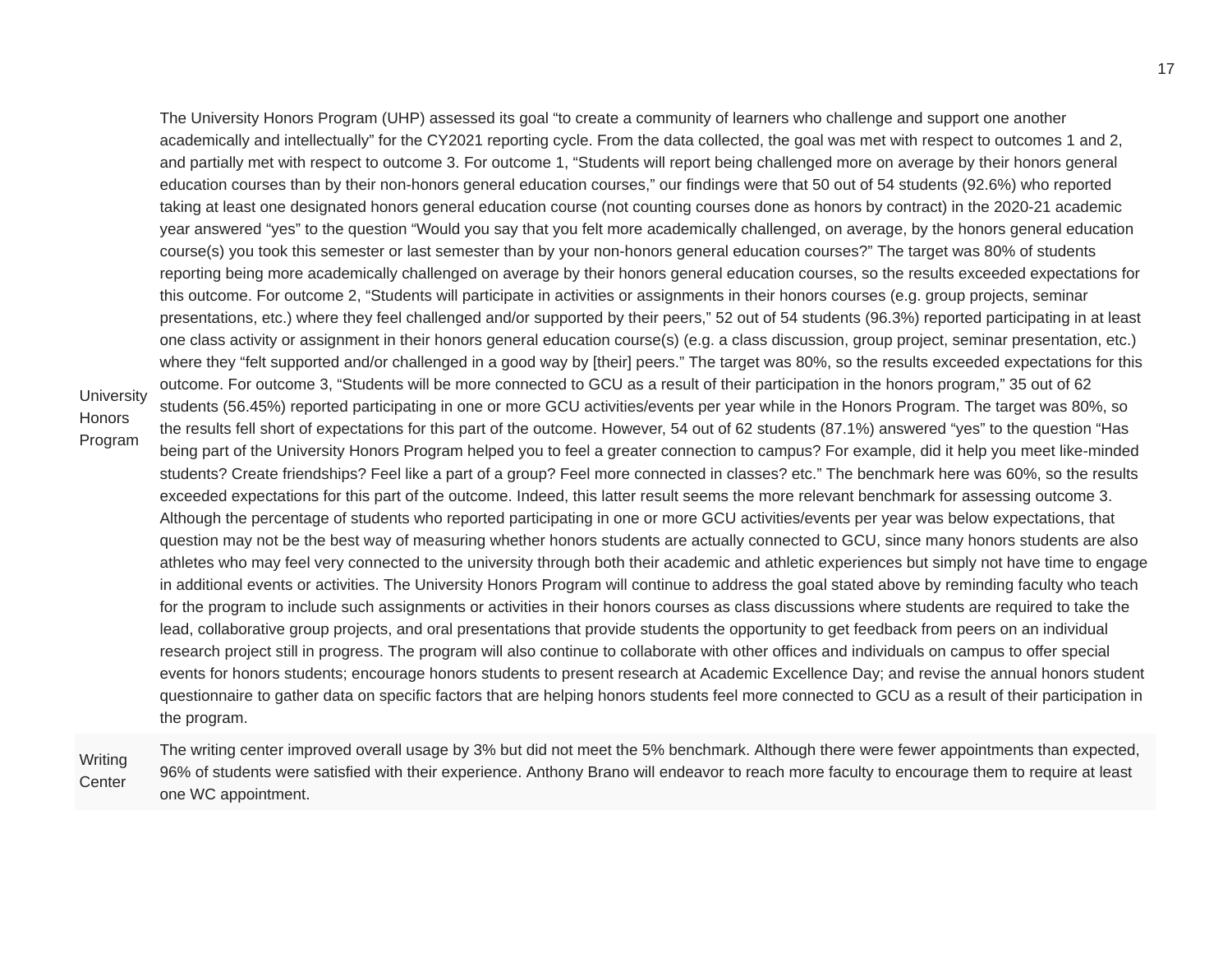| | |
|---|---|
| University Honors Program | The University Honors Program (UHP) assessed its goal “to create a community of learners who challenge and support one another academically and intellectually” for the CY2021 reporting cycle. From the data collected, the goal was met with respect to outcomes 1 and 2, and partially met with respect to outcome 3. For outcome 1, “Students will report being challenged more on average by their honors general education courses than by their non-honors general education courses,” our findings were that 50 out of 54 students (92.6%) who reported taking at least one designated honors general education course (not counting courses done as honors by contract) in the 2020-21 academic year answered “yes” to the question “Would you say that you felt more academically challenged, on average, by the honors general education course(s) you took this semester or last semester than by your non-honors general education courses?” The target was 80% of students reporting being more academically challenged on average by their honors general education courses, so the results exceeded expectations for this outcome. For outcome 2, “Students will participate in activities or assignments in their honors courses (e.g. group projects, seminar presentations, etc.) where they feel challenged and/or supported by their peers,” 52 out of 54 students (96.3%) reported participating in at least one class activity or assignment in their honors general education course(s) (e.g. a class discussion, group project, seminar presentation, etc.) where they “felt supported and/or challenged in a good way by [their] peers.” The target was 80%, so the results exceeded expectations for this outcome. For outcome 3, “Students will be more connected to GCU as a result of their participation in the honors program,” 35 out of 62 students (56.45%) reported participating in one or more GCU activities/events per year while in the Honors Program. The target was 80%, so the results fell short of expectations for this part of the outcome. However, 54 out of 62 students (87.1%) answered “yes” to the question “Has being part of the University Honors Program helped you to feel a greater connection to campus? For example, did it help you meet like-minded students? Create friendships? Feel like a part of a group? Feel more connected in classes? etc.” The benchmark here was 60%, so the results exceeded expectations for this part of the outcome. Indeed, this latter result seems the more relevant benchmark for assessing outcome 3. Although the percentage of students who reported participating in one or more GCU activities/events per year was below expectations, that question may not be the best way of measuring whether honors students are actually connected to GCU, since many honors students are also athletes who may feel very connected to the university through both their academic and athletic experiences but simply not have time to engage in additional events or activities. The University Honors Program will continue to address the goal stated above by reminding faculty who teach for the program to include such assignments or activities in their honors courses as class discussions where students are required to take the lead, collaborative group projects, and oral presentations that provide students the opportunity to get feedback from peers on an individual research project still in progress. The program will also continue to collaborate with other offices and individuals on campus to offer special events for honors students; encourage honors students to present research at Academic Excellence Day; and revise the annual honors student questionnaire to gather data on specific factors that are helping honors students feel more connected to GCU as a result of their participation in the program. |
| Writing Center | The writing center improved overall usage by 3% but did not meet the 5% benchmark. Although there were fewer appointments than expected, 96% of students were satisfied with their experience. Anthony Brano will endeavor to reach more faculty to encourage them to require at least one WC appointment. |